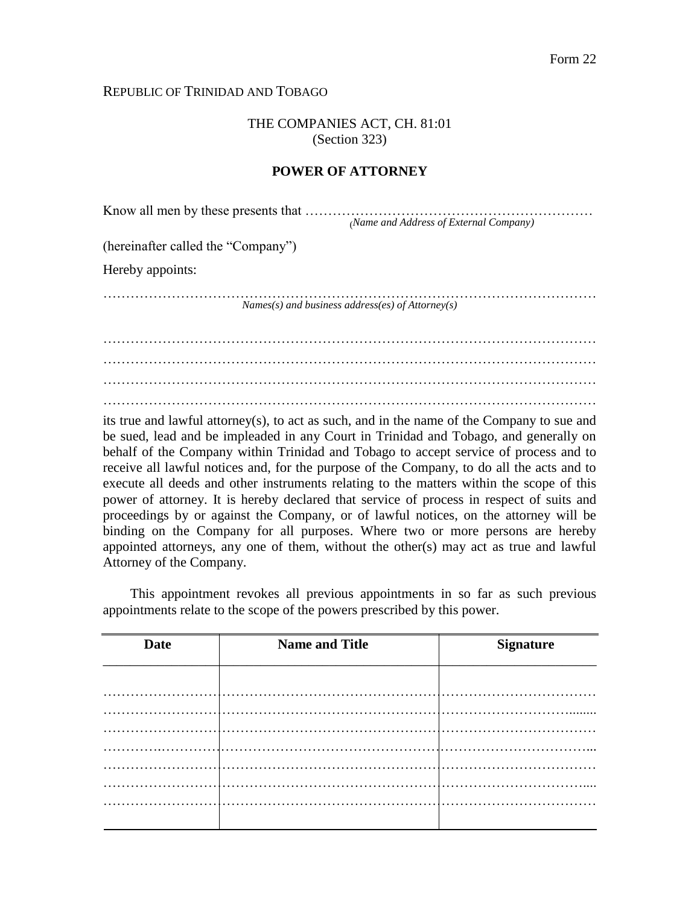Form 22

REPUBLIC OF TRINIDAD AND TOBAGO

THE COMPANIES ACT, CH. 81:01
(Section 323)

**POWER OF ATTORNEY**

Know all men by these presents that ………………………………………………………
*(Name and Address of External Company)*

(hereinafter called the "Company")

Hereby appoints:

……………………………………………………………………………………………
*Names(s) and business address(es) of Attorney(s)*

……………………………………………………………………………………………
……………………………………………………………………………………………
……………………………………………………………………………………………
……………………………………………………………………………………………

its true and lawful attorney(s), to act as such, and in the name of the Company to sue and be sued, lead and be impleaded in any Court in Trinidad and Tobago, and generally on behalf of the Company within Trinidad and Tobago to accept service of process and to receive all lawful notices and, for the purpose of the Company, to do all the acts and to execute all deeds and other instruments relating to the matters within the scope of this power of attorney. It is hereby declared that service of process in respect of suits and proceedings by or against the Company, or of lawful notices, on the attorney will be binding on the Company for all purposes. Where two or more persons are hereby appointed attorneys, any one of them, without the other(s) may act as true and lawful Attorney of the Company.

This appointment revokes all previous appointments in so far as such previous appointments relate to the scope of the powers prescribed by this power.

| Date | Name and Title | Signature |
|---|---|---|
| ……………………… | …………………………………………… | ……………………………… |
| ……………………… | …………………………………………… | ……………………………… |
| ……………………… | …………………………………………… | ……………………………… |
| ……………………… | …………………………………………… | ……………………………… |
| ……………………… | …………………………………………… | ……………………………… |
| ……………………… | …………………………………………… | ……………………………… |
| ……………………… | …………………………………………… | ……………………………… |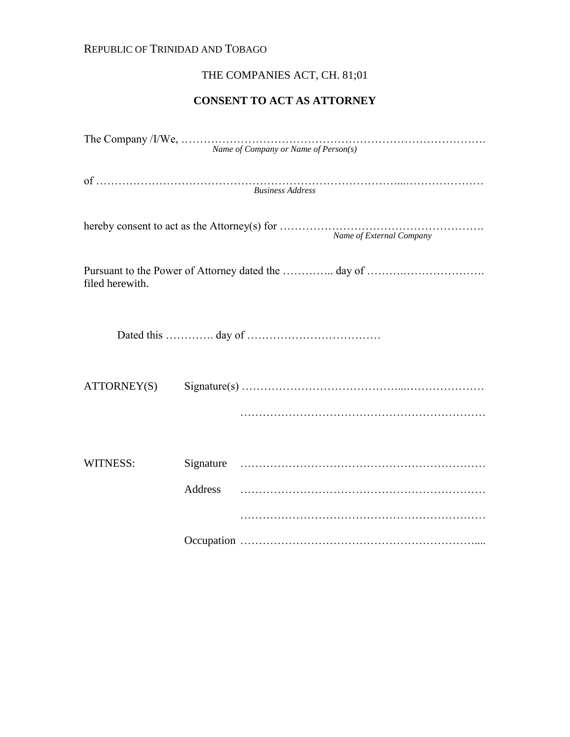REPUBLIC OF TRINIDAD AND TOBAGO

THE COMPANIES ACT, CH. 81;01

**CONSENT TO ACT AS ATTORNEY**

The Company /I/We, ……………………………………………………………………………….
*Name of Company or Name of Person(s)*

of ……………………………………………………………………………...…………………
*Business Address*

hereby consent to act as the Attorney(s) for ……………………………………………….
*Name of External Company*

Pursuant to the Power of Attorney dated the ………….. day of ……….…………………. filed herewith.

Dated this …………. day of ………………………………

ATTORNEY(S) Signature(s) …………………………………...…………………

……………………………………………………………

WITNESS: Signature ……………………………………………………………

Address ……………………………………………………………

……………………………………………………………

Occupation ………………………………………………………….....